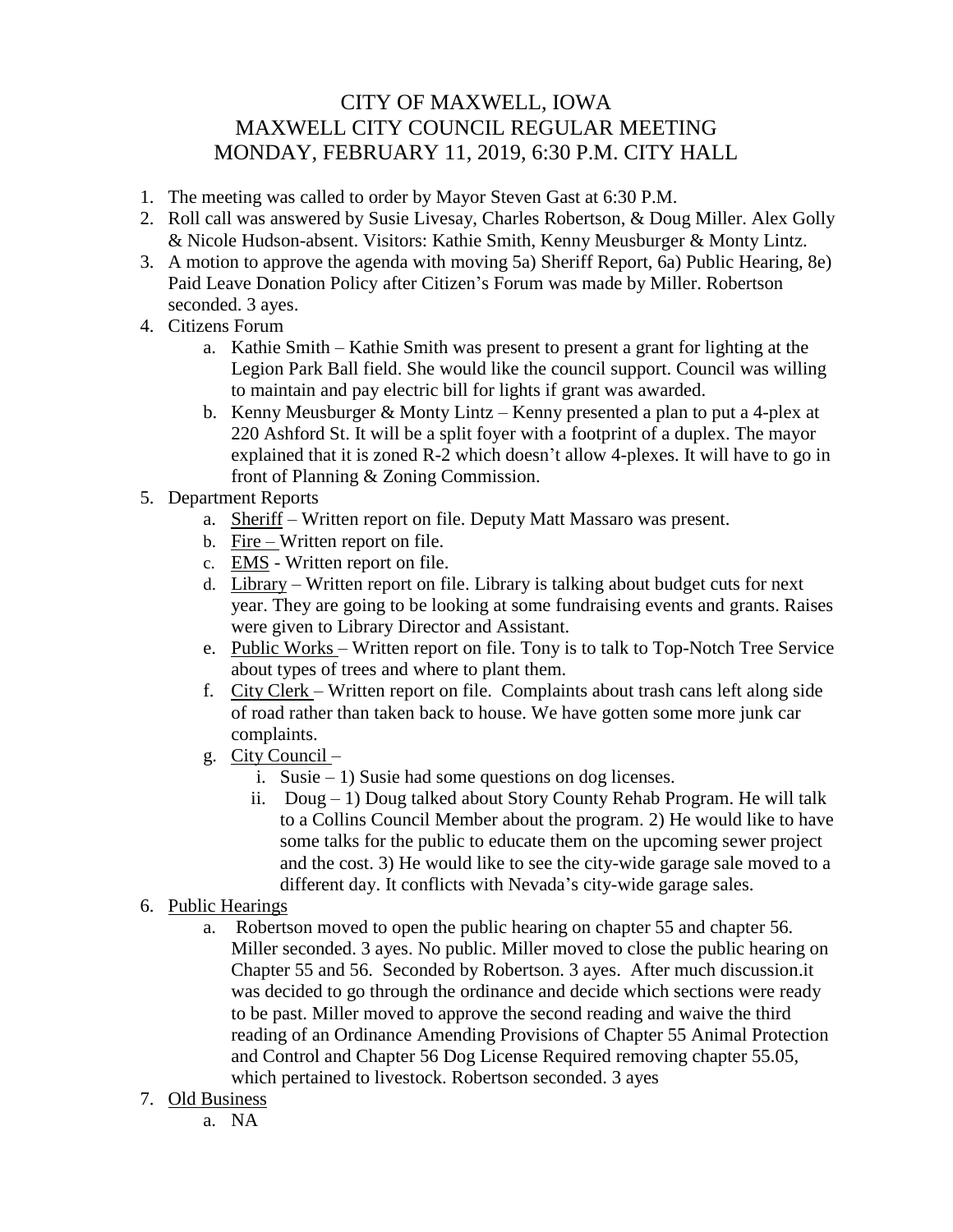# CITY OF MAXWELL, IOWA
# MAXWELL CITY COUNCIL REGULAR MEETING
# MONDAY, FEBRUARY 11, 2019, 6:30 P.M. CITY HALL

1. The meeting was called to order by Mayor Steven Gast at 6:30 P.M.
2. Roll call was answered by Susie Livesay, Charles Robertson, & Doug Miller. Alex Golly & Nicole Hudson-absent. Visitors: Kathie Smith, Kenny Meusburger & Monty Lintz.
3. A motion to approve the agenda with moving 5a) Sheriff Report, 6a) Public Hearing, 8e) Paid Leave Donation Policy after Citizen's Forum was made by Miller. Robertson seconded. 3 ayes.
4. Citizens Forum
   a. Kathie Smith – Kathie Smith was present to present a grant for lighting at the Legion Park Ball field. She would like the council support. Council was willing to maintain and pay electric bill for lights if grant was awarded.
   b. Kenny Meusburger & Monty Lintz – Kenny presented a plan to put a 4-plex at 220 Ashford St. It will be a split foyer with a footprint of a duplex. The mayor explained that it is zoned R-2 which doesn't allow 4-plexes. It will have to go in front of Planning & Zoning Commission.
5. Department Reports
   a. Sheriff – Written report on file. Deputy Matt Massaro was present.
   b. Fire – Written report on file.
   c. EMS - Written report on file.
   d. Library – Written report on file. Library is talking about budget cuts for next year. They are going to be looking at some fundraising events and grants. Raises were given to Library Director and Assistant.
   e. Public Works – Written report on file. Tony is to talk to Top-Notch Tree Service about types of trees and where to plant them.
   f. City Clerk – Written report on file. Complaints about trash cans left along side of road rather than taken back to house. We have gotten some more junk car complaints.
   g. City Council –
      i. Susie – 1) Susie had some questions on dog licenses.
      ii. Doug – 1) Doug talked about Story County Rehab Program. He will talk to a Collins Council Member about the program. 2) He would like to have some talks for the public to educate them on the upcoming sewer project and the cost. 3) He would like to see the city-wide garage sale moved to a different day. It conflicts with Nevada's city-wide garage sales.
6. Public Hearings
   a. Robertson moved to open the public hearing on chapter 55 and chapter 56. Miller seconded. 3 ayes. No public. Miller moved to close the public hearing on Chapter 55 and 56. Seconded by Robertson. 3 ayes. After much discussion.it was decided to go through the ordinance and decide which sections were ready to be past. Miller moved to approve the second reading and waive the third reading of an Ordinance Amending Provisions of Chapter 55 Animal Protection and Control and Chapter 56 Dog License Required removing chapter 55.05, which pertained to livestock. Robertson seconded. 3 ayes
7. Old Business
   a. NA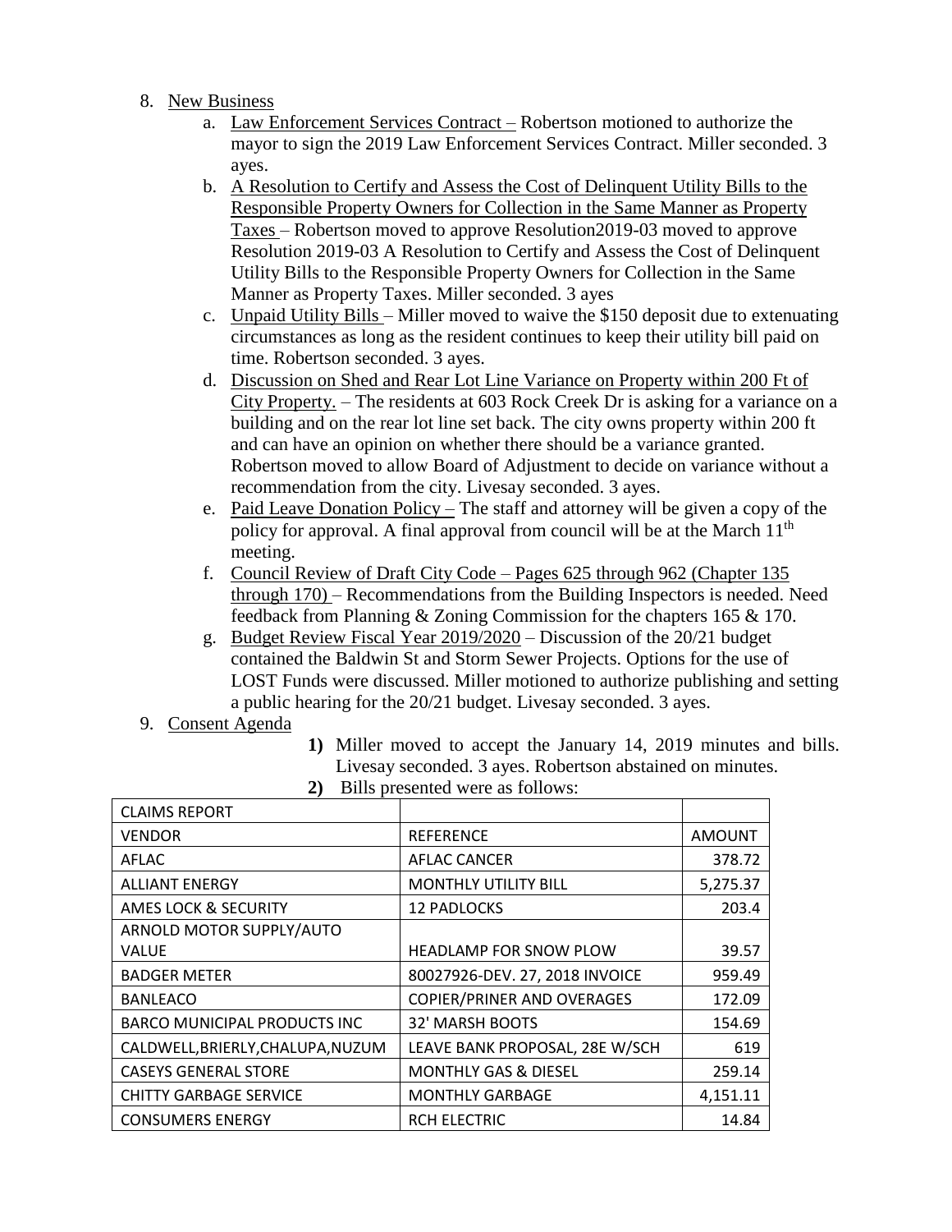8. New Business
   a. Law Enforcement Services Contract – Robertson motioned to authorize the mayor to sign the 2019 Law Enforcement Services Contract. Miller seconded. 3 ayes.
   b. A Resolution to Certify and Assess the Cost of Delinquent Utility Bills to the Responsible Property Owners for Collection in the Same Manner as Property Taxes – Robertson moved to approve Resolution2019-03 moved to approve Resolution 2019-03 A Resolution to Certify and Assess the Cost of Delinquent Utility Bills to the Responsible Property Owners for Collection in the Same Manner as Property Taxes. Miller seconded. 3 ayes
   c. Unpaid Utility Bills – Miller moved to waive the $150 deposit due to extenuating circumstances as long as the resident continues to keep their utility bill paid on time. Robertson seconded. 3 ayes.
   d. Discussion on Shed and Rear Lot Line Variance on Property within 200 Ft of City Property. – The residents at 603 Rock Creek Dr is asking for a variance on a building and on the rear lot line set back. The city owns property within 200 ft and can have an opinion on whether there should be a variance granted. Robertson moved to allow Board of Adjustment to decide on variance without a recommendation from the city. Livesay seconded. 3 ayes.
   e. Paid Leave Donation Policy – The staff and attorney will be given a copy of the policy for approval. A final approval from council will be at the March 11th meeting.
   f. Council Review of Draft City Code – Pages 625 through 962 (Chapter 135 through 170) – Recommendations from the Building Inspectors is needed. Need feedback from Planning & Zoning Commission for the chapters 165 & 170.
   g. Budget Review Fiscal Year 2019/2020 – Discussion of the 20/21 budget contained the Baldwin St and Storm Sewer Projects. Options for the use of LOST Funds were discussed. Miller motioned to authorize publishing and setting a public hearing for the 20/21 budget. Livesay seconded. 3 ayes.
9. Consent Agenda
   1) Miller moved to accept the January 14, 2019 minutes and bills. Livesay seconded. 3 ayes. Robertson abstained on minutes.
   2) Bills presented were as follows:

| CLAIMS REPORT | | |
|---|---|---|
| VENDOR | REFERENCE | AMOUNT |
| AFLAC | AFLAC CANCER | 378.72 |
| ALLIANT ENERGY | MONTHLY UTILITY BILL | 5,275.37 |
| AMES LOCK & SECURITY | 12 PADLOCKS | 203.4 |
| ARNOLD MOTOR SUPPLY/AUTO VALUE | HEADLAMP FOR SNOW PLOW | 39.57 |
| BADGER METER | 80027926-DEV. 27, 2018 INVOICE | 959.49 |
| BANLEACO | COPIER/PRINER AND OVERAGES | 172.09 |
| BARCO MUNICIPAL PRODUCTS INC | 32' MARSH BOOTS | 154.69 |
| CALDWELL,BRIERLY,CHALUPA,NUZUM | LEAVE BANK PROPOSAL, 28E W/SCH | 619 |
| CASEYS GENERAL STORE | MONTHLY GAS & DIESEL | 259.14 |
| CHITTY GARBAGE SERVICE | MONTHLY GARBAGE | 4,151.11 |
| CONSUMERS ENERGY | RCH ELECTRIC | 14.84 |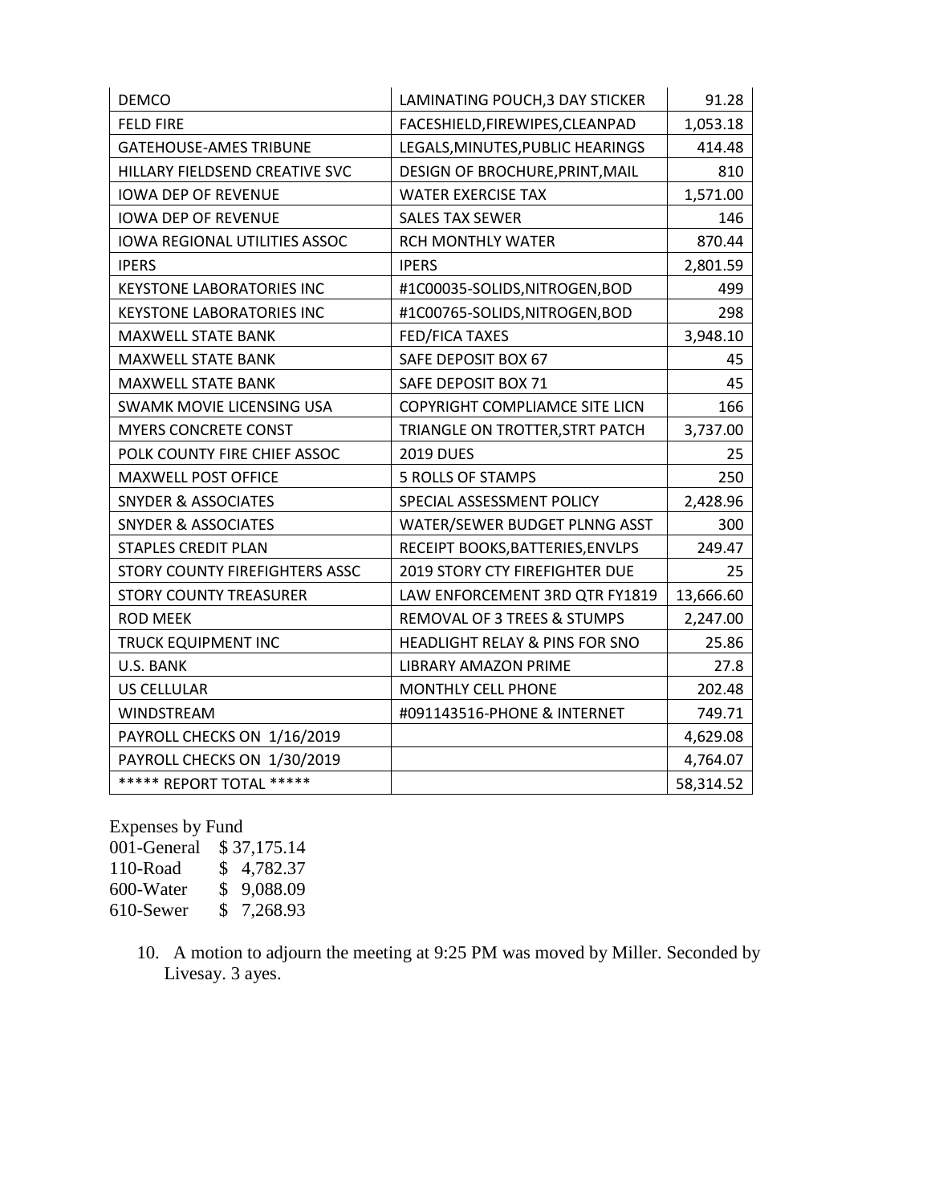| DEMCO | LAMINATING POUCH,3 DAY STICKER | 91.28 |
|---|---|---|
| FELD FIRE | FACESHIELD,FIREWIPES,CLEANPAD | 1,053.18 |
| GATEHOUSE-AMES TRIBUNE | LEGALS,MINUTES,PUBLIC HEARINGS | 414.48 |
| HILLARY FIELDSEND CREATIVE SVC | DESIGN OF BROCHURE,PRINT,MAIL | 810 |
| IOWA DEP OF REVENUE | WATER EXERCISE TAX | 1,571.00 |
| IOWA DEP OF REVENUE | SALES TAX SEWER | 146 |
| IOWA REGIONAL UTILITIES ASSOC | RCH MONTHLY WATER | 870.44 |
| IPERS | IPERS | 2,801.59 |
| KEYSTONE LABORATORIES INC | #1C00035-SOLIDS,NITROGEN,BOD | 499 |
| KEYSTONE LABORATORIES INC | #1C00765-SOLIDS,NITROGEN,BOD | 298 |
| MAXWELL STATE BANK | FED/FICA TAXES | 3,948.10 |
| MAXWELL STATE BANK | SAFE DEPOSIT BOX 67 | 45 |
| MAXWELL STATE BANK | SAFE DEPOSIT BOX 71 | 45 |
| SWAMK MOVIE LICENSING USA | COPYRIGHT COMPLIAMCE SITE LICN | 166 |
| MYERS CONCRETE CONST | TRIANGLE ON TROTTER,STRT PATCH | 3,737.00 |
| POLK COUNTY FIRE CHIEF ASSOC | 2019 DUES | 25 |
| MAXWELL POST OFFICE | 5 ROLLS OF STAMPS | 250 |
| SNYDER & ASSOCIATES | SPECIAL ASSESSMENT POLICY | 2,428.96 |
| SNYDER & ASSOCIATES | WATER/SEWER BUDGET PLNNG ASST | 300 |
| STAPLES CREDIT PLAN | RECEIPT BOOKS,BATTERIES,ENVLPS | 249.47 |
| STORY COUNTY FIREFIGHTERS ASSC | 2019 STORY CTY FIREFIGHTER DUE | 25 |
| STORY COUNTY TREASURER | LAW ENFORCEMENT 3RD QTR FY1819 | 13,666.60 |
| ROD MEEK | REMOVAL OF 3 TREES & STUMPS | 2,247.00 |
| TRUCK EQUIPMENT INC | HEADLIGHT RELAY & PINS FOR SNO | 25.86 |
| U.S. BANK | LIBRARY AMAZON PRIME | 27.8 |
| US CELLULAR | MONTHLY CELL PHONE | 202.48 |
| WINDSTREAM | #091143516-PHONE & INTERNET | 749.71 |
| PAYROLL CHECKS ON 1/16/2019 | | 4,629.08 |
| PAYROLL CHECKS ON 1/30/2019 | | 4,764.07 |
| ***** REPORT TOTAL ***** | | 58,314.52 |

Expenses by Fund

| | |
|---|---|
| 001-General | $ 37,175.14 |
| 110-Road | $ 4,782.37 |
| 600-Water | $ 9,088.09 |
| 610-Sewer | $ 7,268.93 |

10. A motion to adjourn the meeting at 9:25 PM was moved by Miller. Seconded by Livesay. 3 ayes.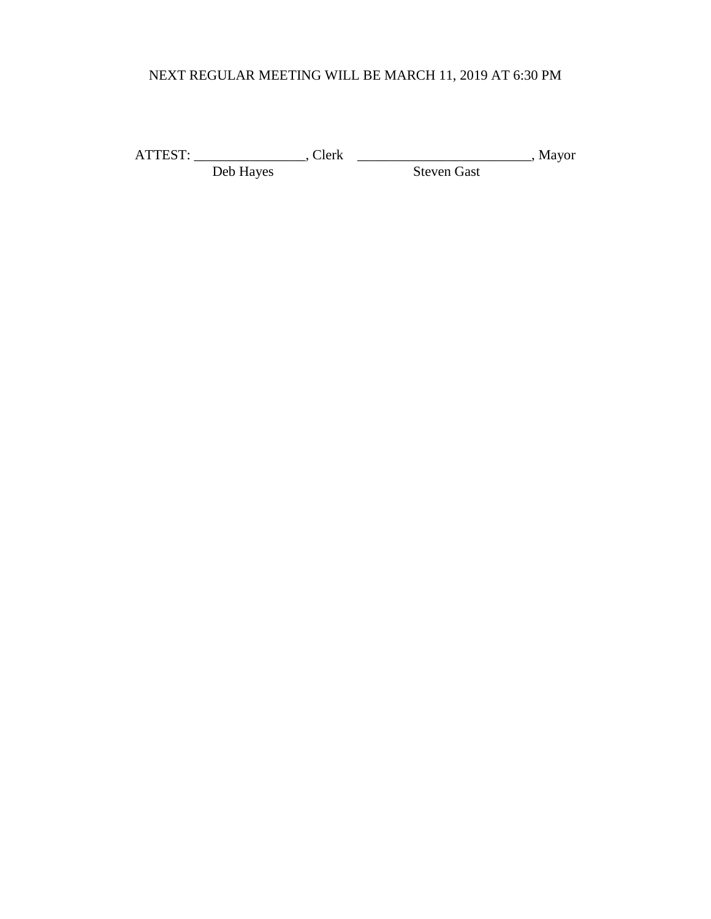NEXT REGULAR MEETING WILL BE MARCH 11, 2019 AT 6:30 PM

ATTEST: ________________, Clerk    _________________________, Mayor
Deb Hayes    Steven Gast